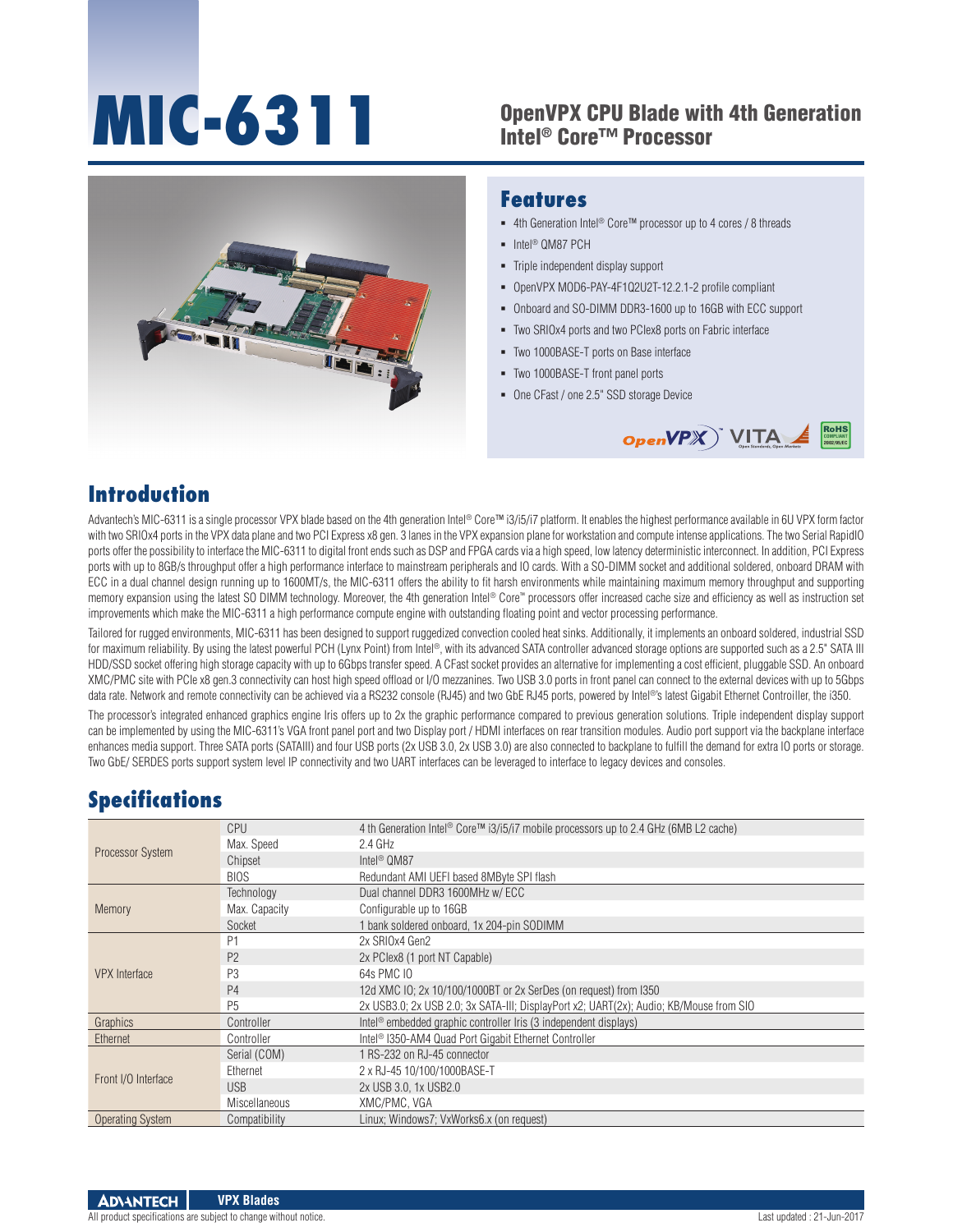# MIC-6311

## OpenVPX CPU Blade with 4th Generation Intel® Core™ Processor

## Features

- 4th Generation Intel® Core™ processor up to 4 cores / 8 threads
- Intel® QM87 PCH
- Triple independent display support
- OpenVPX MOD6-PAY-4F1Q2U2T-12.2.1-2 profile compliant
- Onboard and SO-DIMM DDR3-1600 up to 16GB with ECC support
- Two SRIOx4 ports and two PCIex8 ports on Fabric interface
- Two 1000BASE-T ports on Base interface
- Two 1000BASE-T front panel ports
- One CFast / one 2.5" SSD storage Device

## Introduction

Advantech's MIC-6311 is a single processor VPX blade based on the 4th generation Intel® Core™ i3/i5/i7 platform. It enables the highest performance available in 6U VPX form factor with two SRIOx4 ports in the VPX data plane and two PCI Express x8 gen. 3 lanes in the VPX expansion plane for workstation and compute intense applications. The two Serial RapidIO ports offer the possibility to interface the MIC-6311 to digital front ends such as DSP and FPGA cards via a high speed, low latency deterministic interconnect. In addition, PCI Express ports with up to 8GB/s throughput offer a high performance interface to mainstream peripherals and IO cards. With a SO-DIMM socket and additional soldered, onboard DRAM with ECC in a dual channel design running up to 1600MT/s, the MIC-6311 offers the ability to fit harsh environments while maintaining maximum memory throughput and supporting memory expansion using the latest SO DIMM technology. Moreover, the 4th generation Intel® Core™ processors offer increased cache size and efficiency as well as instruction set improvements which make the MIC-6311 a high performance compute engine with outstanding floating point and vector processing performance.

Tailored for rugged environments, MIC-6311 has been designed to support ruggedized convection cooled heat sinks. Additionally, it implements an onboard soldered, industrial SSD for maximum reliability. By using the latest powerful PCH (Lynx Point) from Intel®, with its advanced SATA controller advanced storage options are supported such as a 2.5" SATA III HDD/SSD socket offering high storage capacity with up to 6Gbps transfer speed. A CFast socket provides an alternative for implementing a cost efficient, pluggable SSD. An onboard XMC/PMC site with PCIe x8 gen.3 connectivity can host high speed offload or I/O mezzanines. Two USB 3.0 ports in front panel can connect to the external devices with up to 5Gbps data rate. Network and remote connectivity can be achieved via a RS232 console (RJ45) and two GbE RJ45 ports, powered by Intel®'s latest Gigabit Ethernet Controiller, the i350.

The processor's integrated enhanced graphics engine Iris offers up to 2x the graphic performance compared to previous generation solutions. Triple independent display support can be implemented by using the MIC-6311's VGA front panel port and two Display port / HDMI interfaces on rear transition modules. Audio port support via the backplane interface enhances media support. Three SATA ports (SATAIII) and four USB ports (2x USB 3.0, 2x USB 3.0) are also connected to backplane to fulfill the demand for extra IO ports or storage. Two GbE/ SERDES ports support system level IP connectivity and two UART interfaces can be leveraged to interface to legacy devices and consoles.

## Specifications

| | | |
|---|---|---|
| Processor System | CPU | 4 th Generation Intel® Core™ i3/i5/i7 mobile processors up to 2.4 GHz (6MB L2 cache) |
| | Max. Speed | 2.4 GHz |
| | Chipset | Intel® QM87 |
| | BIOS | Redundant AMI UEFI based 8MByte SPI flash |
| Memory | Technology | Dual channel DDR3 1600MHz w/ ECC |
| | Max. Capacity | Configurable up to 16GB |
| | Socket | 1 bank soldered onboard, 1x 204-pin SODIMM |
| VPX Interface | P1 | 2x SRIOx4 Gen2 |
| | P2 | 2x PCIex8 (1 port NT Capable) |
| | P3 | 64s PMC IO |
| | P4 | 12d XMC IO; 2x 10/100/1000BT or 2x SerDes (on request) from I350 |
| | P5 | 2x USB3.0; 2x USB 2.0; 3x SATA-III; DisplayPort x2; UART(2x); Audio; KB/Mouse from SIO |
| Graphics | Controller | Intel® embedded graphic controller Iris (3 independent displays) |
| Ethernet | Controller | Intel® I350-AM4 Quad Port Gigabit Ethernet Controller |
| Front I/O Interface | Serial (COM) | 1 RS-232 on RJ-45 connector |
| | Ethernet | 2 x RJ-45 10/100/1000BASE-T |
| | USB | 2x USB 3.0, 1x USB2.0 |
| | Miscellaneous | XMC/PMC, VGA |
| Operating System | Compatibility | Linux; Windows7; VxWorks6.x (on request) |

All product specifications are subject to change without notice.

Last updated : 21-Jun-2017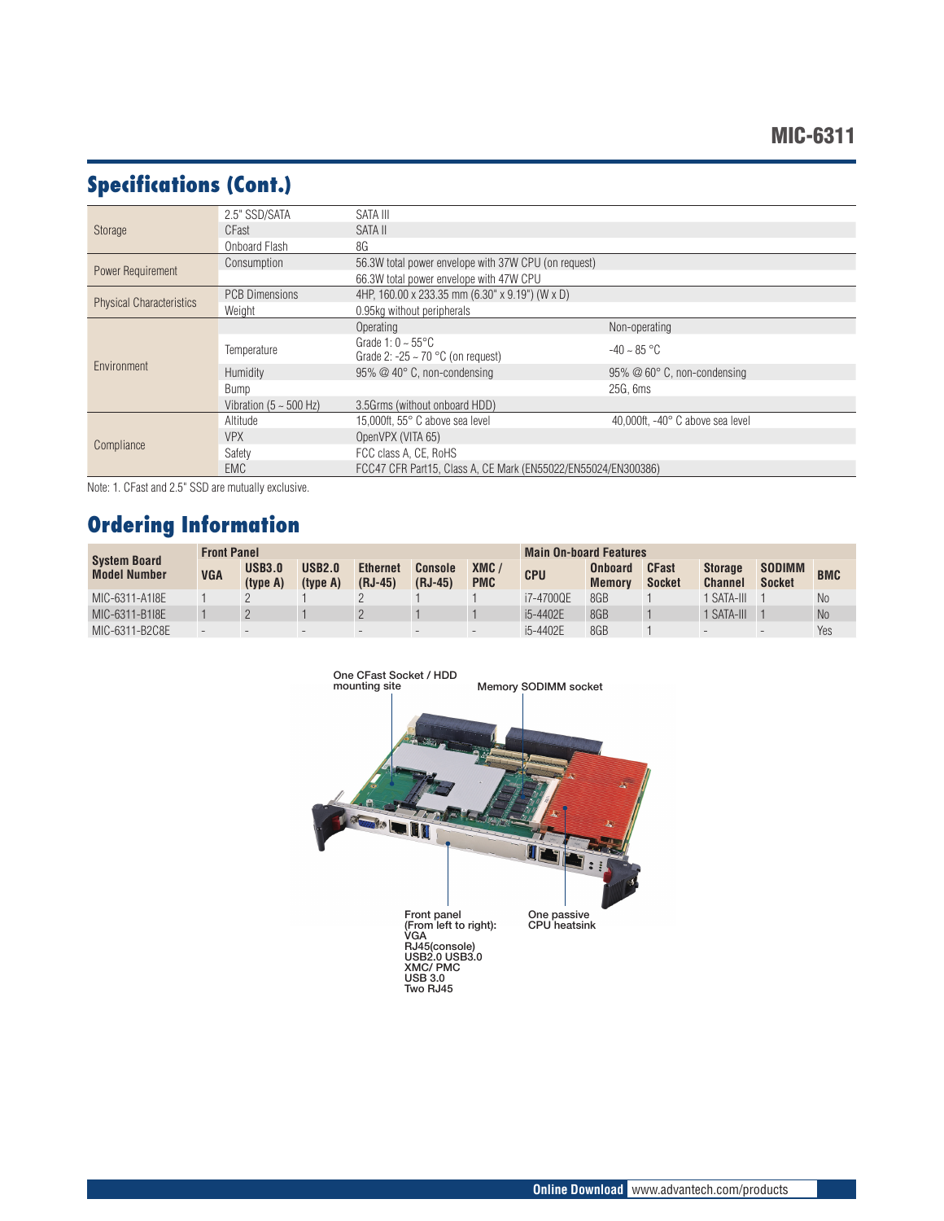## Specifications (Cont.)

| | | | |
|---|---|---|---|
| Storage | 2.5" SSD/SATA | SATA III | |
| | CFast | SATA II | |
| | Onboard Flash | 8G | |
| Power Requirement | Consumption | 56.3W total power envelope with 37W CPU (on request) | |
| | | 66.3W total power envelope with 47W CPU | |
| Physical Characteristics | PCB Dimensions | 4HP, 160.00 x 233.35 mm (6.30" x 9.19") (W x D) | |
| | Weight | 0.95kg without peripherals | |
| Environment | | Operating | Non-operating |
| | Temperature | Grade 1: 0 ~ 55°C<br>Grade 2: -25 ~ 70 °C (on request) | -40 ~ 85 °C |
| | Humidity | 95% @ 40° C, non-condensing | 95% @ 60° C, non-condensing |
| | Bump | | 25G, 6ms |
| | Vibration (5 ~ 500 Hz) | 3.5Grms (without onboard HDD) | |
| Compliance | Altitude | 15,000ft, 55° C above sea level | 40,000ft, -40° C above sea level |
| | VPX | OpenVPX (VITA 65) | |
| | Safety | FCC class A, CE, RoHS | |
| | EMC | FCC47 CFR Part15, Class A, CE Mark (EN55022/EN55024/EN300386) | |

Note: 1. CFast and 2.5" SSD are mutually exclusive.

## Ordering Information

| System Board Model Number | Front Panel | | | | | | Main On-board Features | | | | | |
|---|---|---|---|---|---|---|---|---|---|---|---|---|
| | VGA | USB3.0 (type A) | USB2.0 (type A) | Ethernet (RJ-45) | Console (RJ-45) | XMC / PMC | CPU | Onboard Memory | CFast Socket | Storage Channel | SODIMM Socket | BMC |
| MIC-6311-A1I8E | 1 | 2 | 1 | 2 | 1 | 1 | i7-4700QE | 8GB | 1 | 1 SATA-III | 1 | No |
| MIC-6311-B1I8E | 1 | 2 | 1 | 2 | 1 | 1 | i5-4402E | 8GB | 1 | 1 SATA-III | 1 | No |
| MIC-6311-B2C8E | - | - | - | - | - | - | i5-4402E | 8GB | 1 | - | - | Yes |

One CFast Socket / HDD mounting site

Memory SODIMM socket

Front panel (From left to right): VGA RJ45(console) USB2.0 USB3.0 XMC/ PMC USB 3.0 Two RJ45

One passive CPU heatsink

**Online Download** www.advantech.com/products